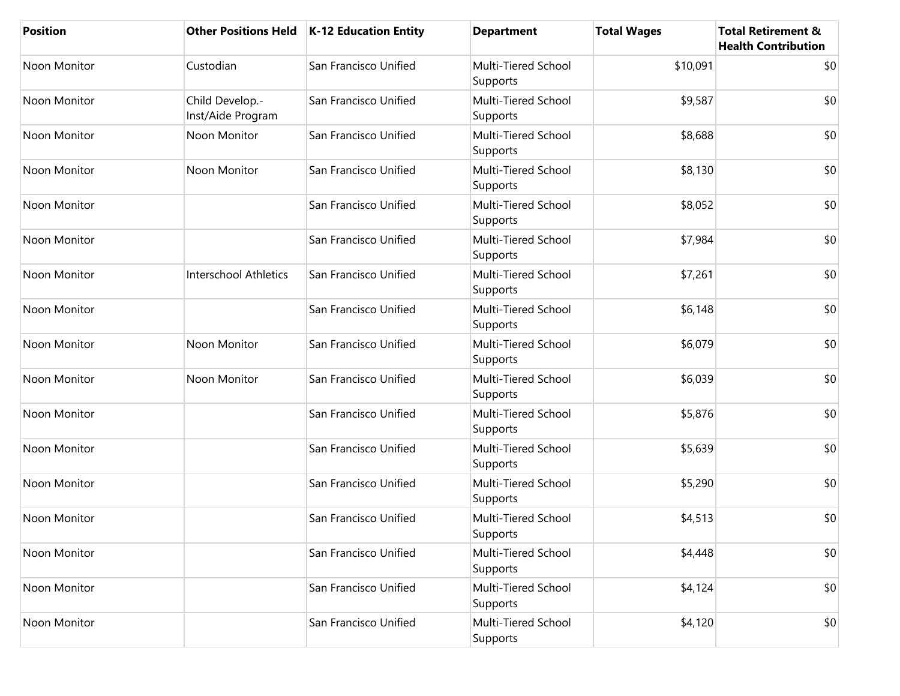| Position | Other Positions Held | K-12 Education Entity | Department | Total Wages | Total Retirement & Health Contribution |
|---|---|---|---|---|---|
| Noon Monitor | Custodian | San Francisco Unified | Multi-Tiered School Supports | $10,091 | $0 |
| Noon Monitor | Child Develop.-Inst/Aide Program | San Francisco Unified | Multi-Tiered School Supports | $9,587 | $0 |
| Noon Monitor | Noon Monitor | San Francisco Unified | Multi-Tiered School Supports | $8,688 | $0 |
| Noon Monitor | Noon Monitor | San Francisco Unified | Multi-Tiered School Supports | $8,130 | $0 |
| Noon Monitor | | San Francisco Unified | Multi-Tiered School Supports | $8,052 | $0 |
| Noon Monitor | | San Francisco Unified | Multi-Tiered School Supports | $7,984 | $0 |
| Noon Monitor | Interschool Athletics | San Francisco Unified | Multi-Tiered School Supports | $7,261 | $0 |
| Noon Monitor | | San Francisco Unified | Multi-Tiered School Supports | $6,148 | $0 |
| Noon Monitor | Noon Monitor | San Francisco Unified | Multi-Tiered School Supports | $6,079 | $0 |
| Noon Monitor | Noon Monitor | San Francisco Unified | Multi-Tiered School Supports | $6,039 | $0 |
| Noon Monitor | | San Francisco Unified | Multi-Tiered School Supports | $5,876 | $0 |
| Noon Monitor | | San Francisco Unified | Multi-Tiered School Supports | $5,639 | $0 |
| Noon Monitor | | San Francisco Unified | Multi-Tiered School Supports | $5,290 | $0 |
| Noon Monitor | | San Francisco Unified | Multi-Tiered School Supports | $4,513 | $0 |
| Noon Monitor | | San Francisco Unified | Multi-Tiered School Supports | $4,448 | $0 |
| Noon Monitor | | San Francisco Unified | Multi-Tiered School Supports | $4,124 | $0 |
| Noon Monitor | | San Francisco Unified | Multi-Tiered School Supports | $4,120 | $0 |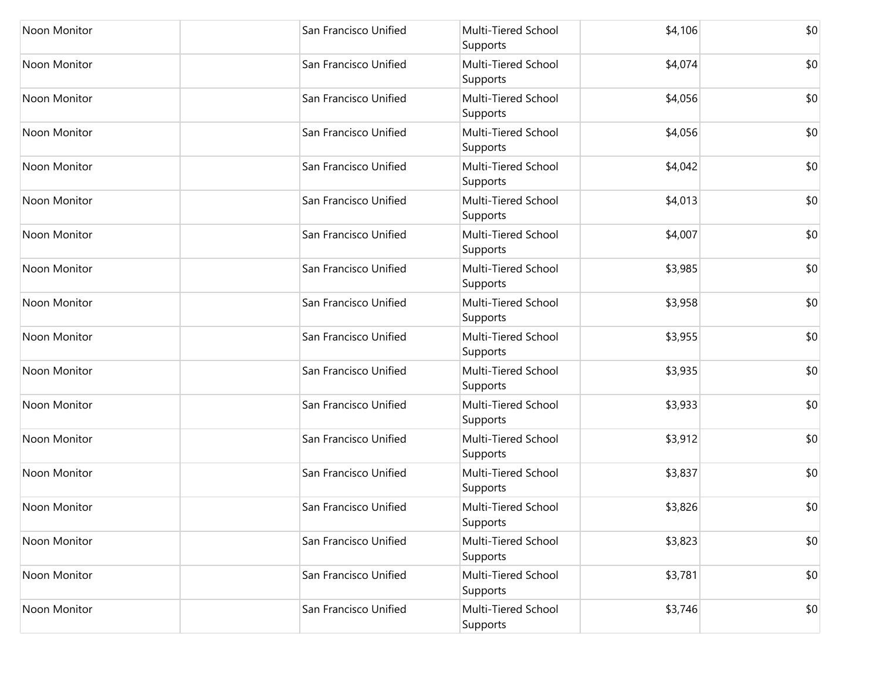| | | | | | |
|---|---|---|---|---|---|
| Noon Monitor | | San Francisco Unified | Multi-Tiered School Supports | $4,106 | $0 |
| Noon Monitor | | San Francisco Unified | Multi-Tiered School Supports | $4,074 | $0 |
| Noon Monitor | | San Francisco Unified | Multi-Tiered School Supports | $4,056 | $0 |
| Noon Monitor | | San Francisco Unified | Multi-Tiered School Supports | $4,056 | $0 |
| Noon Monitor | | San Francisco Unified | Multi-Tiered School Supports | $4,042 | $0 |
| Noon Monitor | | San Francisco Unified | Multi-Tiered School Supports | $4,013 | $0 |
| Noon Monitor | | San Francisco Unified | Multi-Tiered School Supports | $4,007 | $0 |
| Noon Monitor | | San Francisco Unified | Multi-Tiered School Supports | $3,985 | $0 |
| Noon Monitor | | San Francisco Unified | Multi-Tiered School Supports | $3,958 | $0 |
| Noon Monitor | | San Francisco Unified | Multi-Tiered School Supports | $3,955 | $0 |
| Noon Monitor | | San Francisco Unified | Multi-Tiered School Supports | $3,935 | $0 |
| Noon Monitor | | San Francisco Unified | Multi-Tiered School Supports | $3,933 | $0 |
| Noon Monitor | | San Francisco Unified | Multi-Tiered School Supports | $3,912 | $0 |
| Noon Monitor | | San Francisco Unified | Multi-Tiered School Supports | $3,837 | $0 |
| Noon Monitor | | San Francisco Unified | Multi-Tiered School Supports | $3,826 | $0 |
| Noon Monitor | | San Francisco Unified | Multi-Tiered School Supports | $3,823 | $0 |
| Noon Monitor | | San Francisco Unified | Multi-Tiered School Supports | $3,781 | $0 |
| Noon Monitor | | San Francisco Unified | Multi-Tiered School Supports | $3,746 | $0 |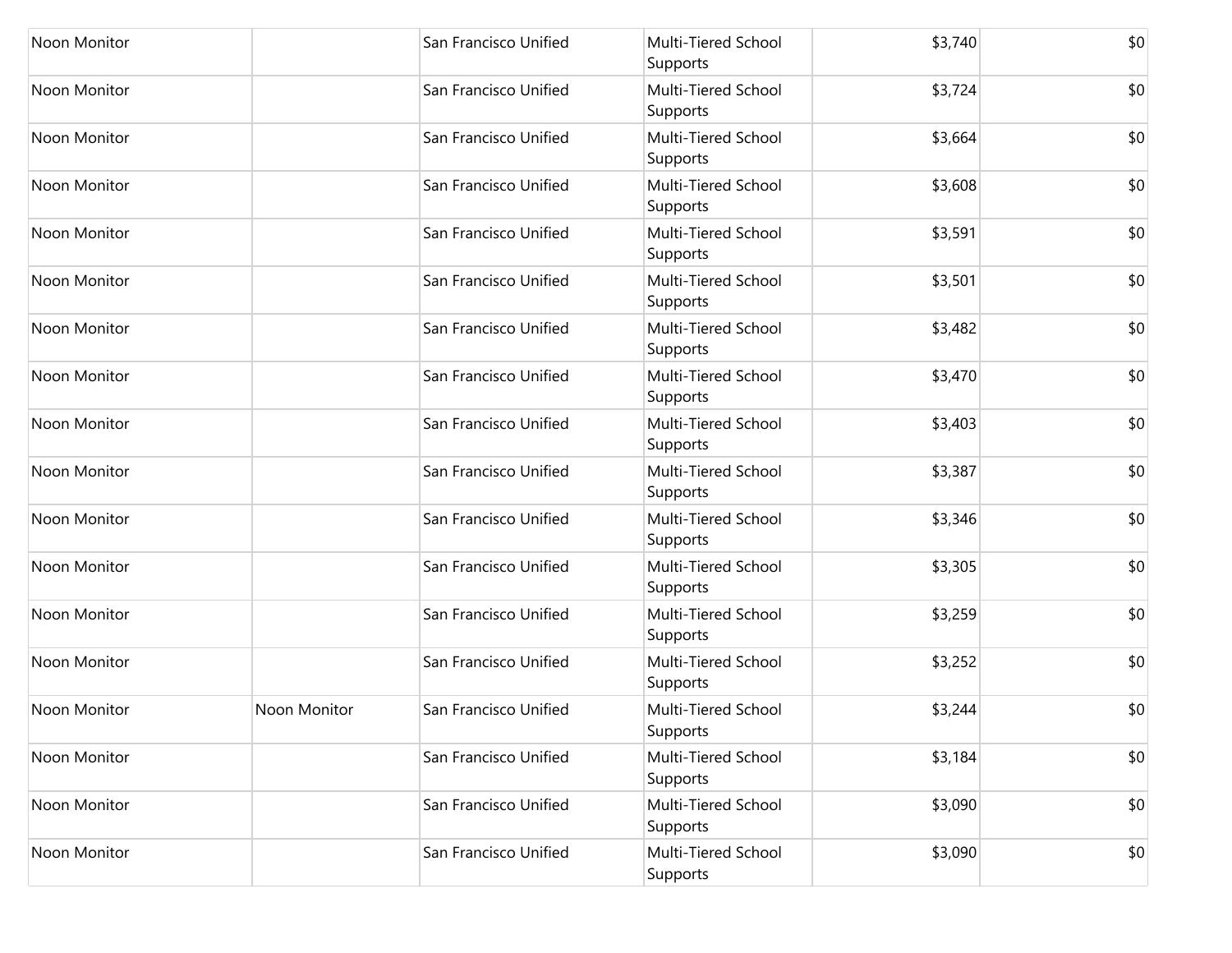| | | | | | |
|---|---|---|---|---|---|
| Noon Monitor | | San Francisco Unified | Multi-Tiered School Supports | $3,740 | $0 |
| Noon Monitor | | San Francisco Unified | Multi-Tiered School Supports | $3,724 | $0 |
| Noon Monitor | | San Francisco Unified | Multi-Tiered School Supports | $3,664 | $0 |
| Noon Monitor | | San Francisco Unified | Multi-Tiered School Supports | $3,608 | $0 |
| Noon Monitor | | San Francisco Unified | Multi-Tiered School Supports | $3,591 | $0 |
| Noon Monitor | | San Francisco Unified | Multi-Tiered School Supports | $3,501 | $0 |
| Noon Monitor | | San Francisco Unified | Multi-Tiered School Supports | $3,482 | $0 |
| Noon Monitor | | San Francisco Unified | Multi-Tiered School Supports | $3,470 | $0 |
| Noon Monitor | | San Francisco Unified | Multi-Tiered School Supports | $3,403 | $0 |
| Noon Monitor | | San Francisco Unified | Multi-Tiered School Supports | $3,387 | $0 |
| Noon Monitor | | San Francisco Unified | Multi-Tiered School Supports | $3,346 | $0 |
| Noon Monitor | | San Francisco Unified | Multi-Tiered School Supports | $3,305 | $0 |
| Noon Monitor | | San Francisco Unified | Multi-Tiered School Supports | $3,259 | $0 |
| Noon Monitor | | San Francisco Unified | Multi-Tiered School Supports | $3,252 | $0 |
| Noon Monitor | Noon Monitor | San Francisco Unified | Multi-Tiered School Supports | $3,244 | $0 |
| Noon Monitor | | San Francisco Unified | Multi-Tiered School Supports | $3,184 | $0 |
| Noon Monitor | | San Francisco Unified | Multi-Tiered School Supports | $3,090 | $0 |
| Noon Monitor | | San Francisco Unified | Multi-Tiered School Supports | $3,090 | $0 |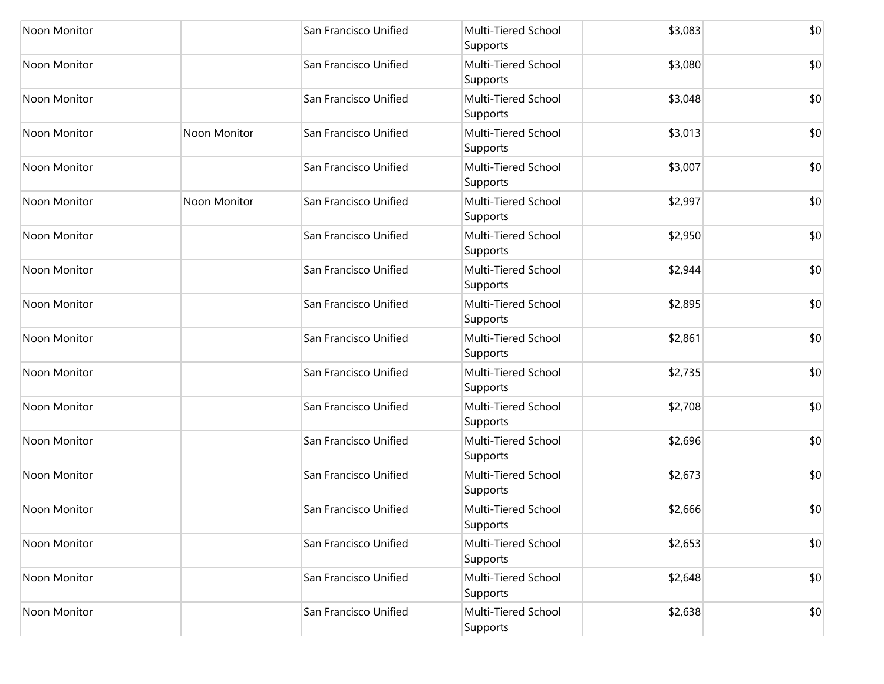| | | | | | |
|---|---|---|---|---|---|
| Noon Monitor | | San Francisco Unified | Multi-Tiered School Supports | $3,083 | $0 |
| Noon Monitor | | San Francisco Unified | Multi-Tiered School Supports | $3,080 | $0 |
| Noon Monitor | | San Francisco Unified | Multi-Tiered School Supports | $3,048 | $0 |
| Noon Monitor | Noon Monitor | San Francisco Unified | Multi-Tiered School Supports | $3,013 | $0 |
| Noon Monitor | | San Francisco Unified | Multi-Tiered School Supports | $3,007 | $0 |
| Noon Monitor | Noon Monitor | San Francisco Unified | Multi-Tiered School Supports | $2,997 | $0 |
| Noon Monitor | | San Francisco Unified | Multi-Tiered School Supports | $2,950 | $0 |
| Noon Monitor | | San Francisco Unified | Multi-Tiered School Supports | $2,944 | $0 |
| Noon Monitor | | San Francisco Unified | Multi-Tiered School Supports | $2,895 | $0 |
| Noon Monitor | | San Francisco Unified | Multi-Tiered School Supports | $2,861 | $0 |
| Noon Monitor | | San Francisco Unified | Multi-Tiered School Supports | $2,735 | $0 |
| Noon Monitor | | San Francisco Unified | Multi-Tiered School Supports | $2,708 | $0 |
| Noon Monitor | | San Francisco Unified | Multi-Tiered School Supports | $2,696 | $0 |
| Noon Monitor | | San Francisco Unified | Multi-Tiered School Supports | $2,673 | $0 |
| Noon Monitor | | San Francisco Unified | Multi-Tiered School Supports | $2,666 | $0 |
| Noon Monitor | | San Francisco Unified | Multi-Tiered School Supports | $2,653 | $0 |
| Noon Monitor | | San Francisco Unified | Multi-Tiered School Supports | $2,648 | $0 |
| Noon Monitor | | San Francisco Unified | Multi-Tiered School Supports | $2,638 | $0 |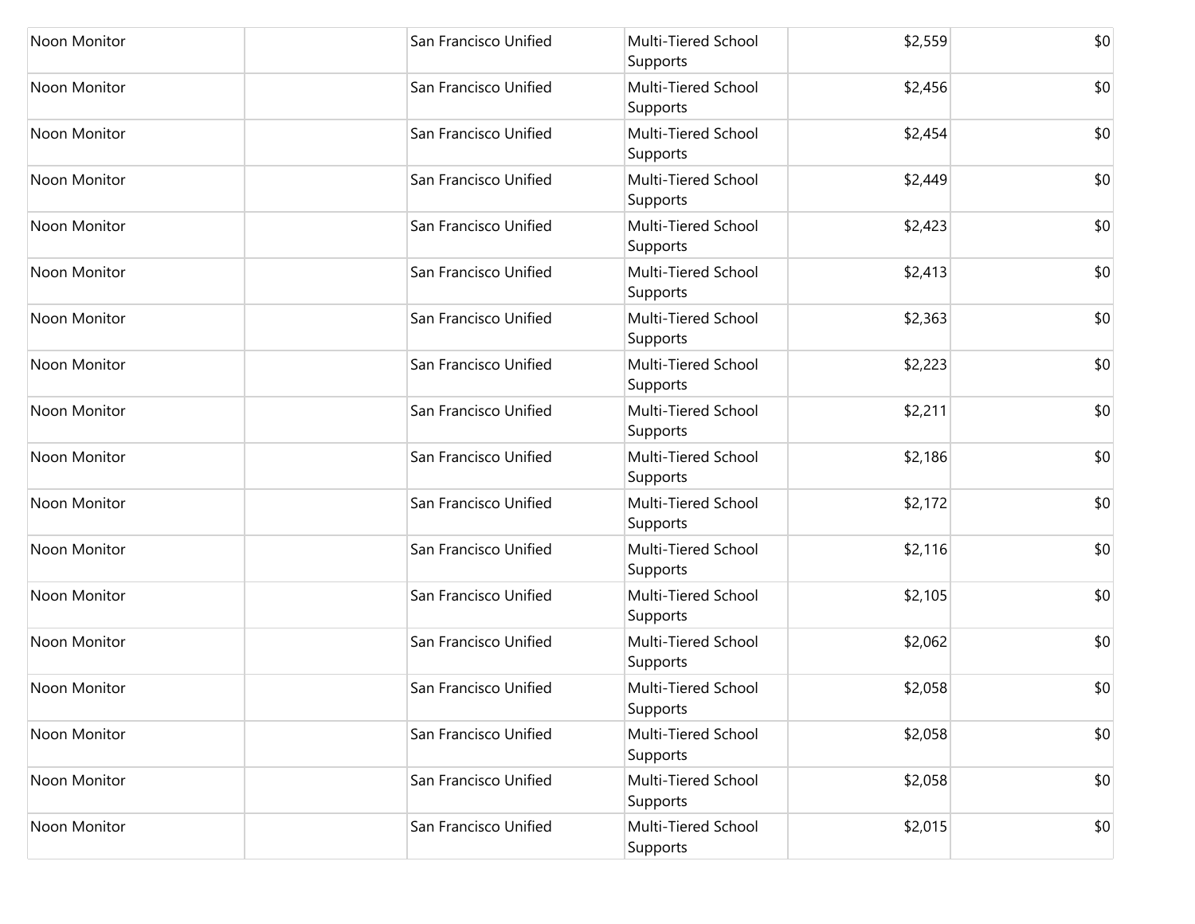| | | | | | |
|---|---|---|---|---|---|
| Noon Monitor | | San Francisco Unified | Multi-Tiered School Supports | $2,559 | $0 |
| Noon Monitor | | San Francisco Unified | Multi-Tiered School Supports | $2,456 | $0 |
| Noon Monitor | | San Francisco Unified | Multi-Tiered School Supports | $2,454 | $0 |
| Noon Monitor | | San Francisco Unified | Multi-Tiered School Supports | $2,449 | $0 |
| Noon Monitor | | San Francisco Unified | Multi-Tiered School Supports | $2,423 | $0 |
| Noon Monitor | | San Francisco Unified | Multi-Tiered School Supports | $2,413 | $0 |
| Noon Monitor | | San Francisco Unified | Multi-Tiered School Supports | $2,363 | $0 |
| Noon Monitor | | San Francisco Unified | Multi-Tiered School Supports | $2,223 | $0 |
| Noon Monitor | | San Francisco Unified | Multi-Tiered School Supports | $2,211 | $0 |
| Noon Monitor | | San Francisco Unified | Multi-Tiered School Supports | $2,186 | $0 |
| Noon Monitor | | San Francisco Unified | Multi-Tiered School Supports | $2,172 | $0 |
| Noon Monitor | | San Francisco Unified | Multi-Tiered School Supports | $2,116 | $0 |
| Noon Monitor | | San Francisco Unified | Multi-Tiered School Supports | $2,105 | $0 |
| Noon Monitor | | San Francisco Unified | Multi-Tiered School Supports | $2,062 | $0 |
| Noon Monitor | | San Francisco Unified | Multi-Tiered School Supports | $2,058 | $0 |
| Noon Monitor | | San Francisco Unified | Multi-Tiered School Supports | $2,058 | $0 |
| Noon Monitor | | San Francisco Unified | Multi-Tiered School Supports | $2,058 | $0 |
| Noon Monitor | | San Francisco Unified | Multi-Tiered School Supports | $2,015 | $0 |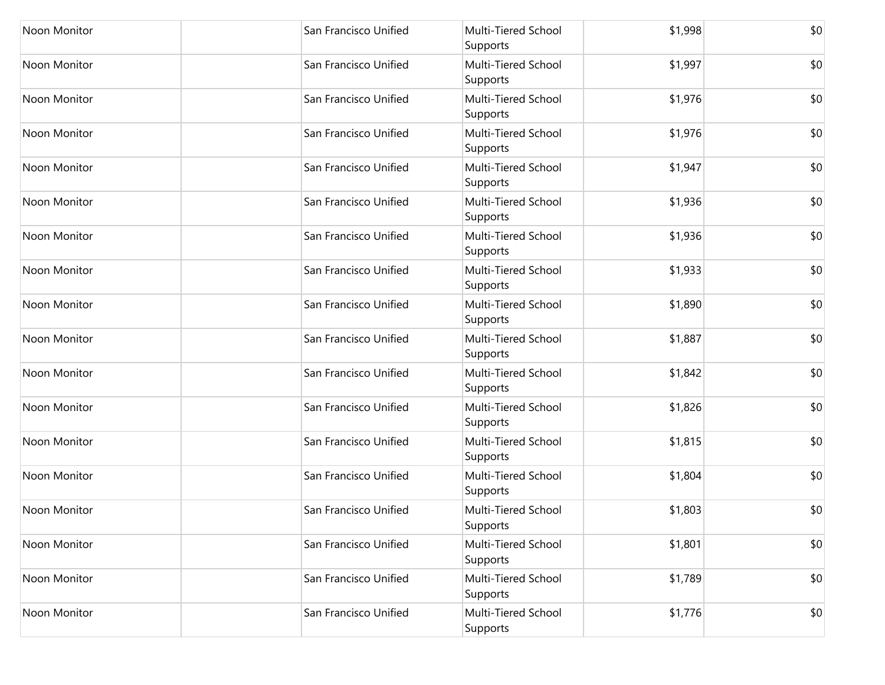| | | | | | |
|---|---|---|---|---|---|
| Noon Monitor | | San Francisco Unified | Multi-Tiered School Supports | $1,998 | $0 |
| Noon Monitor | | San Francisco Unified | Multi-Tiered School Supports | $1,997 | $0 |
| Noon Monitor | | San Francisco Unified | Multi-Tiered School Supports | $1,976 | $0 |
| Noon Monitor | | San Francisco Unified | Multi-Tiered School Supports | $1,976 | $0 |
| Noon Monitor | | San Francisco Unified | Multi-Tiered School Supports | $1,947 | $0 |
| Noon Monitor | | San Francisco Unified | Multi-Tiered School Supports | $1,936 | $0 |
| Noon Monitor | | San Francisco Unified | Multi-Tiered School Supports | $1,936 | $0 |
| Noon Monitor | | San Francisco Unified | Multi-Tiered School Supports | $1,933 | $0 |
| Noon Monitor | | San Francisco Unified | Multi-Tiered School Supports | $1,890 | $0 |
| Noon Monitor | | San Francisco Unified | Multi-Tiered School Supports | $1,887 | $0 |
| Noon Monitor | | San Francisco Unified | Multi-Tiered School Supports | $1,842 | $0 |
| Noon Monitor | | San Francisco Unified | Multi-Tiered School Supports | $1,826 | $0 |
| Noon Monitor | | San Francisco Unified | Multi-Tiered School Supports | $1,815 | $0 |
| Noon Monitor | | San Francisco Unified | Multi-Tiered School Supports | $1,804 | $0 |
| Noon Monitor | | San Francisco Unified | Multi-Tiered School Supports | $1,803 | $0 |
| Noon Monitor | | San Francisco Unified | Multi-Tiered School Supports | $1,801 | $0 |
| Noon Monitor | | San Francisco Unified | Multi-Tiered School Supports | $1,789 | $0 |
| Noon Monitor | | San Francisco Unified | Multi-Tiered School Supports | $1,776 | $0 |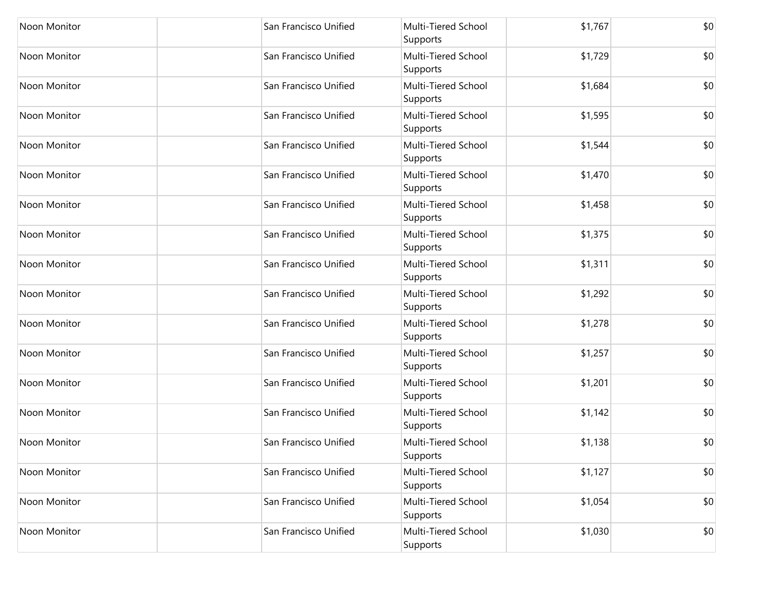| | | | | | |
|---|---|---|---|---|---|
| Noon Monitor | | San Francisco Unified | Multi-Tiered School Supports | $1,767 | $0 |
| Noon Monitor | | San Francisco Unified | Multi-Tiered School Supports | $1,729 | $0 |
| Noon Monitor | | San Francisco Unified | Multi-Tiered School Supports | $1,684 | $0 |
| Noon Monitor | | San Francisco Unified | Multi-Tiered School Supports | $1,595 | $0 |
| Noon Monitor | | San Francisco Unified | Multi-Tiered School Supports | $1,544 | $0 |
| Noon Monitor | | San Francisco Unified | Multi-Tiered School Supports | $1,470 | $0 |
| Noon Monitor | | San Francisco Unified | Multi-Tiered School Supports | $1,458 | $0 |
| Noon Monitor | | San Francisco Unified | Multi-Tiered School Supports | $1,375 | $0 |
| Noon Monitor | | San Francisco Unified | Multi-Tiered School Supports | $1,311 | $0 |
| Noon Monitor | | San Francisco Unified | Multi-Tiered School Supports | $1,292 | $0 |
| Noon Monitor | | San Francisco Unified | Multi-Tiered School Supports | $1,278 | $0 |
| Noon Monitor | | San Francisco Unified | Multi-Tiered School Supports | $1,257 | $0 |
| Noon Monitor | | San Francisco Unified | Multi-Tiered School Supports | $1,201 | $0 |
| Noon Monitor | | San Francisco Unified | Multi-Tiered School Supports | $1,142 | $0 |
| Noon Monitor | | San Francisco Unified | Multi-Tiered School Supports | $1,138 | $0 |
| Noon Monitor | | San Francisco Unified | Multi-Tiered School Supports | $1,127 | $0 |
| Noon Monitor | | San Francisco Unified | Multi-Tiered School Supports | $1,054 | $0 |
| Noon Monitor | | San Francisco Unified | Multi-Tiered School Supports | $1,030 | $0 |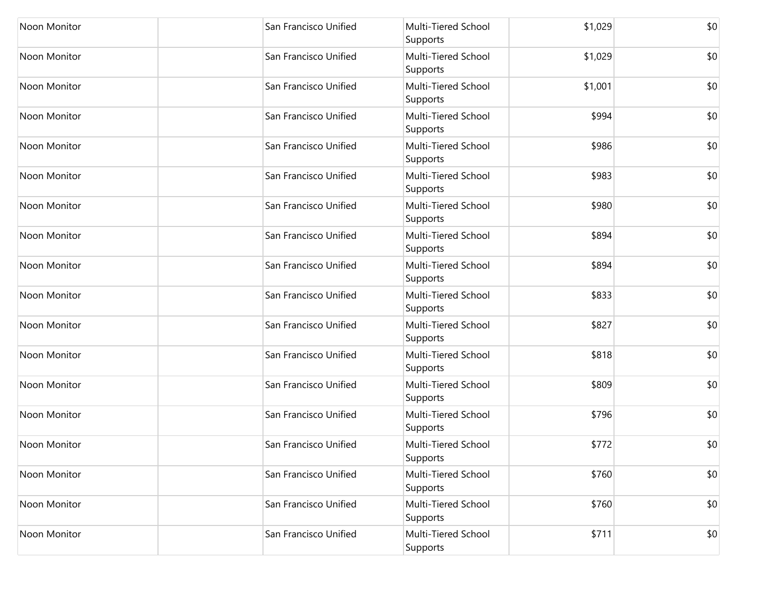| | | | | | |
|---|---|---|---|---|---|
| Noon Monitor | | San Francisco Unified | Multi-Tiered School Supports | $1,029 | $0 |
| Noon Monitor | | San Francisco Unified | Multi-Tiered School Supports | $1,029 | $0 |
| Noon Monitor | | San Francisco Unified | Multi-Tiered School Supports | $1,001 | $0 |
| Noon Monitor | | San Francisco Unified | Multi-Tiered School Supports | $994 | $0 |
| Noon Monitor | | San Francisco Unified | Multi-Tiered School Supports | $986 | $0 |
| Noon Monitor | | San Francisco Unified | Multi-Tiered School Supports | $983 | $0 |
| Noon Monitor | | San Francisco Unified | Multi-Tiered School Supports | $980 | $0 |
| Noon Monitor | | San Francisco Unified | Multi-Tiered School Supports | $894 | $0 |
| Noon Monitor | | San Francisco Unified | Multi-Tiered School Supports | $894 | $0 |
| Noon Monitor | | San Francisco Unified | Multi-Tiered School Supports | $833 | $0 |
| Noon Monitor | | San Francisco Unified | Multi-Tiered School Supports | $827 | $0 |
| Noon Monitor | | San Francisco Unified | Multi-Tiered School Supports | $818 | $0 |
| Noon Monitor | | San Francisco Unified | Multi-Tiered School Supports | $809 | $0 |
| Noon Monitor | | San Francisco Unified | Multi-Tiered School Supports | $796 | $0 |
| Noon Monitor | | San Francisco Unified | Multi-Tiered School Supports | $772 | $0 |
| Noon Monitor | | San Francisco Unified | Multi-Tiered School Supports | $760 | $0 |
| Noon Monitor | | San Francisco Unified | Multi-Tiered School Supports | $760 | $0 |
| Noon Monitor | | San Francisco Unified | Multi-Tiered School Supports | $711 | $0 |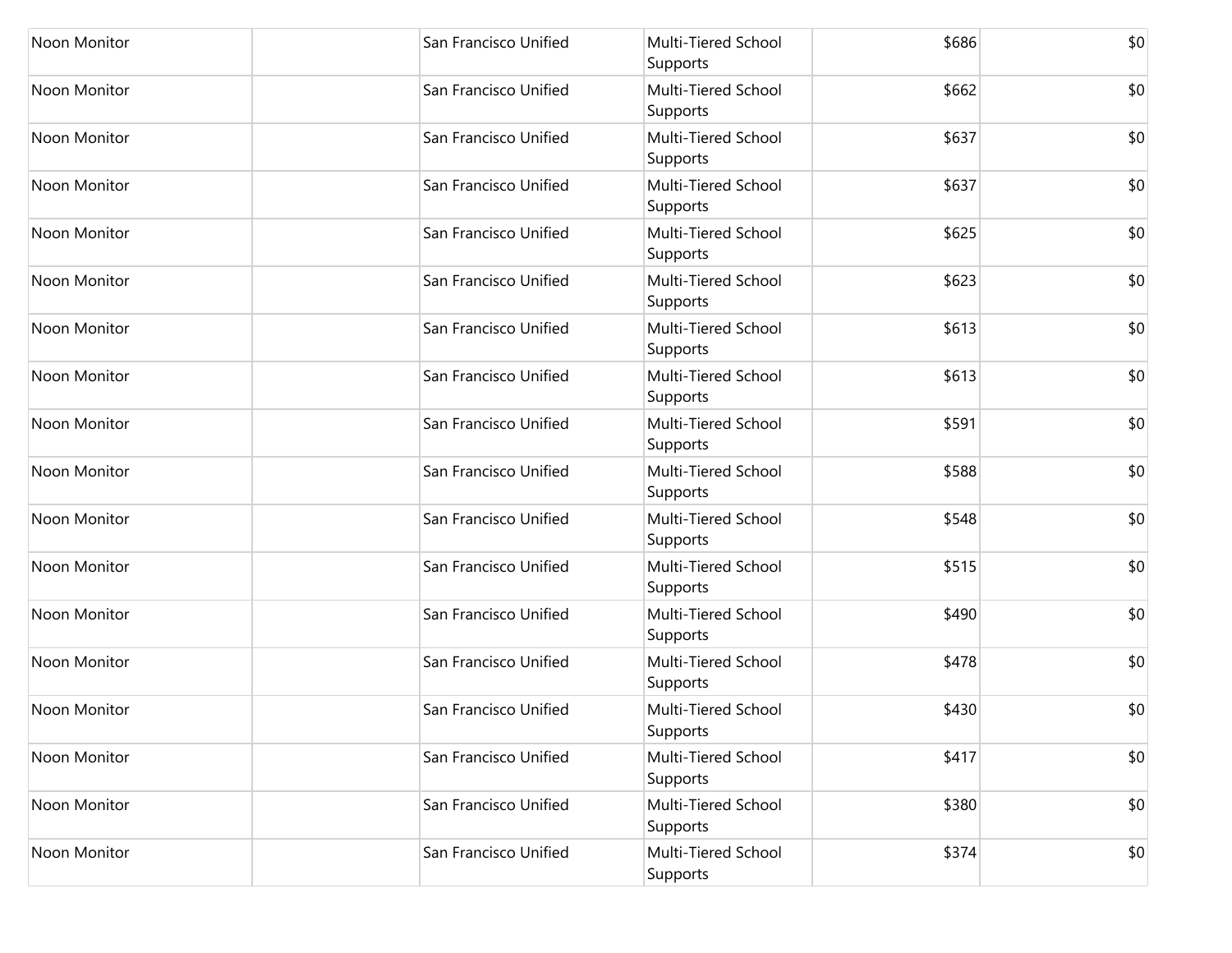| | | | | | |
|---|---|---|---|---|---|
| Noon Monitor | | San Francisco Unified | Multi-Tiered School Supports | $686 | $0 |
| Noon Monitor | | San Francisco Unified | Multi-Tiered School Supports | $662 | $0 |
| Noon Monitor | | San Francisco Unified | Multi-Tiered School Supports | $637 | $0 |
| Noon Monitor | | San Francisco Unified | Multi-Tiered School Supports | $637 | $0 |
| Noon Monitor | | San Francisco Unified | Multi-Tiered School Supports | $625 | $0 |
| Noon Monitor | | San Francisco Unified | Multi-Tiered School Supports | $623 | $0 |
| Noon Monitor | | San Francisco Unified | Multi-Tiered School Supports | $613 | $0 |
| Noon Monitor | | San Francisco Unified | Multi-Tiered School Supports | $613 | $0 |
| Noon Monitor | | San Francisco Unified | Multi-Tiered School Supports | $591 | $0 |
| Noon Monitor | | San Francisco Unified | Multi-Tiered School Supports | $588 | $0 |
| Noon Monitor | | San Francisco Unified | Multi-Tiered School Supports | $548 | $0 |
| Noon Monitor | | San Francisco Unified | Multi-Tiered School Supports | $515 | $0 |
| Noon Monitor | | San Francisco Unified | Multi-Tiered School Supports | $490 | $0 |
| Noon Monitor | | San Francisco Unified | Multi-Tiered School Supports | $478 | $0 |
| Noon Monitor | | San Francisco Unified | Multi-Tiered School Supports | $430 | $0 |
| Noon Monitor | | San Francisco Unified | Multi-Tiered School Supports | $417 | $0 |
| Noon Monitor | | San Francisco Unified | Multi-Tiered School Supports | $380 | $0 |
| Noon Monitor | | San Francisco Unified | Multi-Tiered School Supports | $374 | $0 |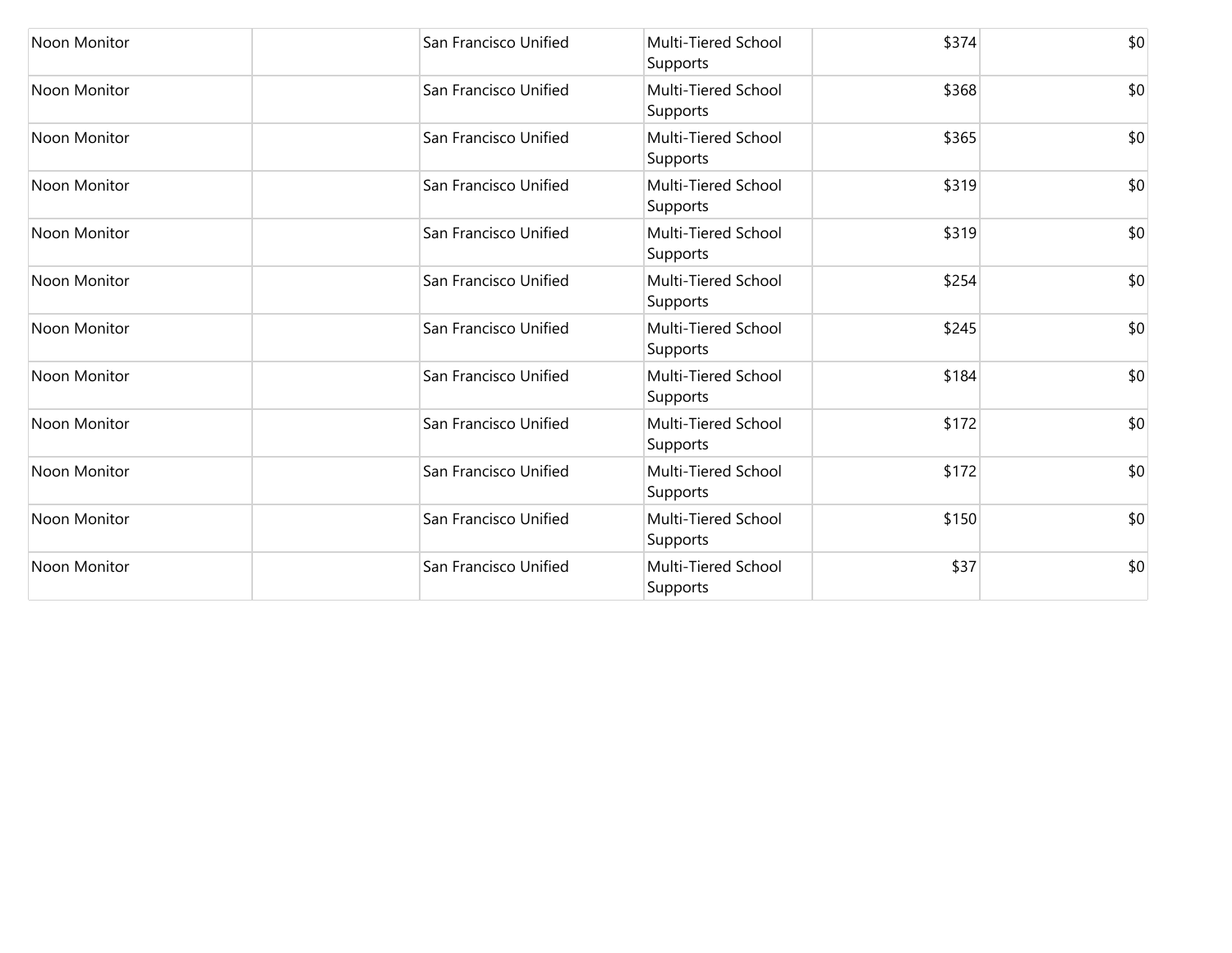| | | | | | |
|---|---|---|---|---|---|
| Noon Monitor | | San Francisco Unified | Multi-Tiered School Supports | $374 | $0 |
| Noon Monitor | | San Francisco Unified | Multi-Tiered School Supports | $368 | $0 |
| Noon Monitor | | San Francisco Unified | Multi-Tiered School Supports | $365 | $0 |
| Noon Monitor | | San Francisco Unified | Multi-Tiered School Supports | $319 | $0 |
| Noon Monitor | | San Francisco Unified | Multi-Tiered School Supports | $319 | $0 |
| Noon Monitor | | San Francisco Unified | Multi-Tiered School Supports | $254 | $0 |
| Noon Monitor | | San Francisco Unified | Multi-Tiered School Supports | $245 | $0 |
| Noon Monitor | | San Francisco Unified | Multi-Tiered School Supports | $184 | $0 |
| Noon Monitor | | San Francisco Unified | Multi-Tiered School Supports | $172 | $0 |
| Noon Monitor | | San Francisco Unified | Multi-Tiered School Supports | $172 | $0 |
| Noon Monitor | | San Francisco Unified | Multi-Tiered School Supports | $150 | $0 |
| Noon Monitor | | San Francisco Unified | Multi-Tiered School Supports | $37 | $0 |